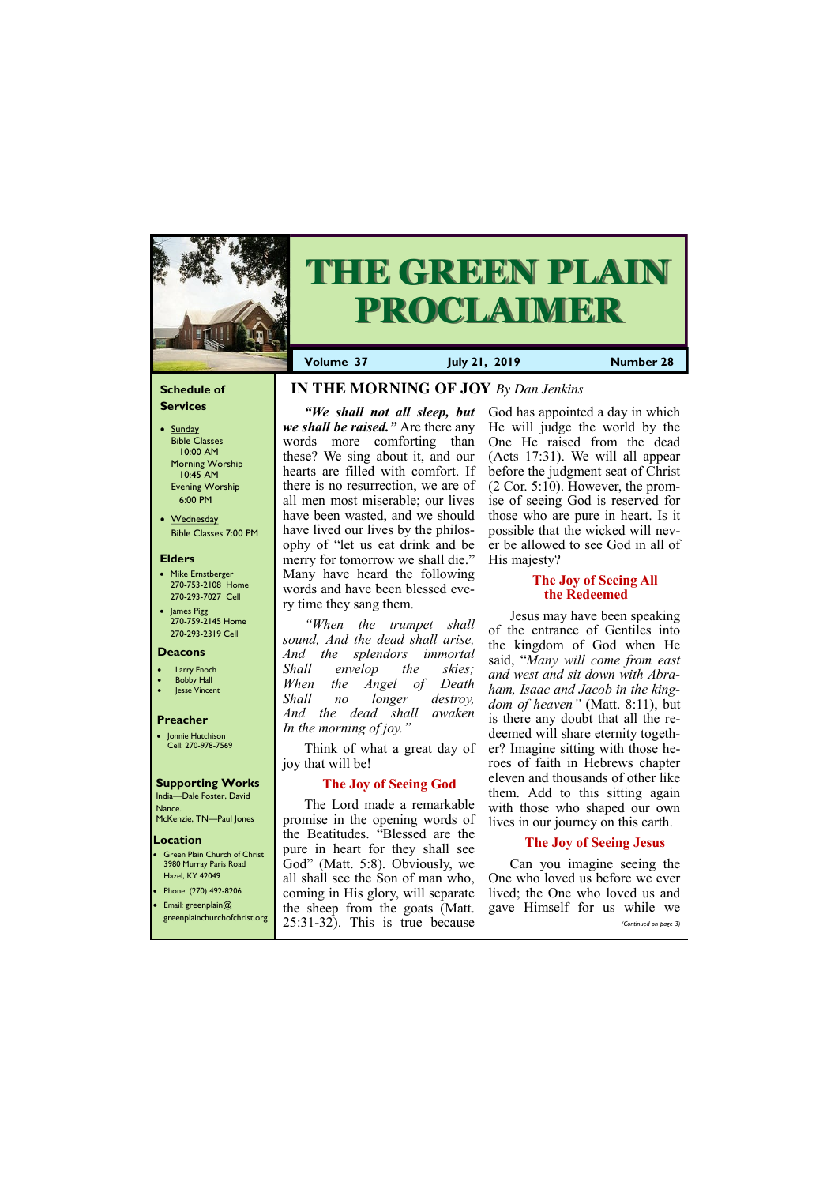# THE GREEN PLAIN PROCLAIMER

**Volume 37** | **July 21, 2019** | **Number 28**

## Schedule of Services

- Sunday
  Bible Classes 10:00 AM
  Morning Worship 10:45 AM
  Evening Worship 6:00 PM
- Wednesday
  Bible Classes 7:00 PM

### Elders

- Mike Ernstberger
  270-753-2108 Home
  270-293-7027 Cell
- James Pigg
  270-759-2145 Home
  270-293-2319 Cell

### Deacons

- Larry Enoch
- Bobby Hall
- Jesse Vincent

### Preacher

- Jonnie Hutchison
  Cell: 270-978-7569

### Supporting Works

India—Dale Foster, David Nance.
McKenzie, TN—Paul Jones

### Location

- Green Plain Church of Christ
  3980 Murray Paris Road
  Hazel, KY 42049
- Phone: (270) 492-8206
- Email: greenplain@greenplainchurchofchrist.org

## IN THE MORNING OF JOY *By Dan Jenkins*

***"We shall not all sleep, but we shall be raised."*** Are there any words more comforting than these? We sing about it, and our hearts are filled with comfort. If there is no resurrection, we are of all men most miserable; our lives have been wasted, and we should have lived our lives by the philosophy of "let us eat drink and be merry for tomorrow we shall die." Many have heard the following words and have been blessed every time they sang them.

*"When the trumpet shall sound, And the dead shall arise,*
*And the splendors immortal Shall envelop the skies;*
*When the Angel of Death Shall no longer destroy,*
*And the dead shall awaken In the morning of joy."*

Think of what a great day of joy that will be!

### The Joy of Seeing God

The Lord made a remarkable promise in the opening words of the Beatitudes. "Blessed are the pure in heart for they shall see God" (Matt. 5:8). Obviously, we all shall see the Son of man who, coming in His glory, will separate the sheep from the goats (Matt. 25:31-32). This is true because God has appointed a day in which He will judge the world by the One He raised from the dead (Acts 17:31). We will all appear before the judgment seat of Christ (2 Cor. 5:10). However, the promise of seeing God is reserved for those who are pure in heart. Is it possible that the wicked will never be allowed to see God in all of His majesty?

### The Joy of Seeing All the Redeemed

Jesus may have been speaking of the entrance of Gentiles into the kingdom of God when He said, "*Many will come from east and west and sit down with Abraham, Isaac and Jacob in the kingdom of heaven"* (Matt. 8:11), but is there any doubt that all the redeemed will share eternity together? Imagine sitting with those heroes of faith in Hebrews chapter eleven and thousands of other like them. Add to this sitting again with those who shaped our own lives in our journey on this earth.

### The Joy of Seeing Jesus

Can you imagine seeing the One who loved us before we ever lived; the One who loved us and gave Himself for us while we

*(Continued on page 3)*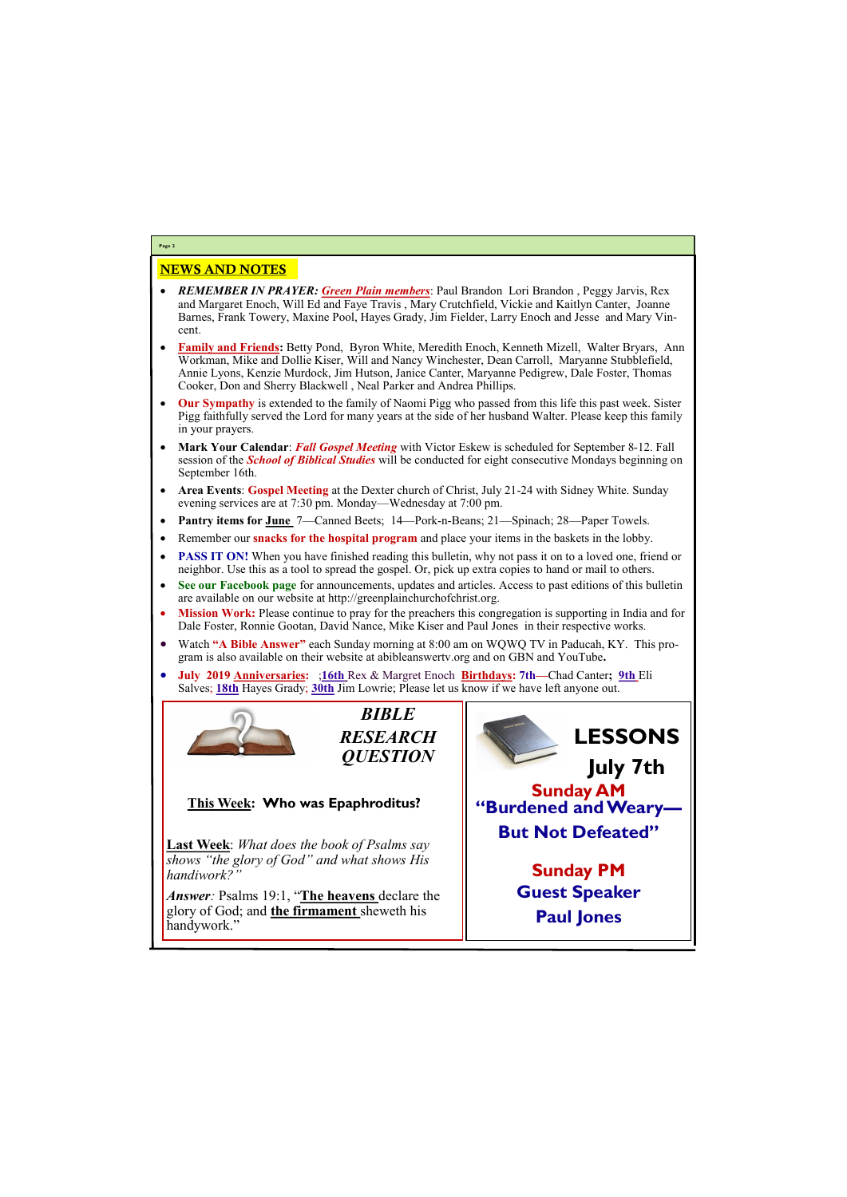## NEWS AND NOTES

- ***REMEMBER IN PRAYER:*** ***Green Plain members***: Paul Brandon Lori Brandon , Peggy Jarvis, Rex and Margaret Enoch, Will Ed and Faye Travis , Mary Crutchfield, Vickie and Kaitlyn Canter, Joanne Barnes, Frank Towery, Maxine Pool, Hayes Grady, Jim Fielder, Larry Enoch and Jesse and Mary Vincent.
- **Family and Friends:** Betty Pond, Byron White, Meredith Enoch, Kenneth Mizell, Walter Bryars, Ann Workman, Mike and Dollie Kiser, Will and Nancy Winchester, Dean Carroll, Maryanne Stubblefield, Annie Lyons, Kenzie Murdock, Jim Hutson, Janice Canter, Maryanne Pedigrew, Dale Foster, Thomas Cooker, Don and Sherry Blackwell , Neal Parker and Andrea Phillips.
- **Our Sympathy** is extended to the family of Naomi Pigg who passed from this life this past week. Sister Pigg faithfully served the Lord for many years at the side of her husband Walter. Please keep this family in your prayers.
- **Mark Your Calendar**: ***Fall Gospel Meeting*** with Victor Eskew is scheduled for September 8-12. Fall session of the ***School of Biblical Studies*** will be conducted for eight consecutive Mondays beginning on September 16th.
- **Area Events**: **Gospel Meeting** at the Dexter church of Christ, July 21-24 with Sidney White. Sunday evening services are at 7:30 pm. Monday—Wednesday at 7:00 pm.
- **Pantry items for June** 7—Canned Beets; 14—Pork-n-Beans; 21—Spinach; 28—Paper Towels.
- Remember our **snacks for the hospital program** and place your items in the baskets in the lobby.
- **PASS IT ON!** When you have finished reading this bulletin, why not pass it on to a loved one, friend or neighbor. Use this as a tool to spread the gospel. Or, pick up extra copies to hand or mail to others.
- **See our Facebook page** for announcements, updates and articles. Access to past editions of this bulletin are available on our website at http://greenplainchurchofchrist.org.
- **Mission Work:** Please continue to pray for the preachers this congregation is supporting in India and for Dale Foster, Ronnie Gootan, David Nance, Mike Kiser and Paul Jones in their respective works.
- Watch **"A Bible Answer"** each Sunday morning at 8:00 am on WQWQ TV in Paducah, KY. This program is also available on their website at abibleanswertv.org and on GBN and YouTube**.**
- **July 2019 Anniversaries:** ;**16th** Rex & Margret Enoch **Birthdays: 7th**—Chad Canter**; 9th** Eli Salves; **18th** Hayes Grady; **30th** Jim Lowrie; Please let us know if we have left anyone out.

### *BIBLE RESEARCH QUESTION*

**This Week: Who was Epaphroditus?**

**Last Week**: *What does the book of Psalms say shows "the glory of God" and what shows His handiwork?"*

***Answer:*** Psalms 19:1, "**The heavens** declare the glory of God; and **the firmament** sheweth his handywork."

### LESSONS July 7th

**Sunday AM**
**"Burdened and Weary—But Not Defeated"**

**Sunday PM**
**Guest Speaker**
**Paul Jones**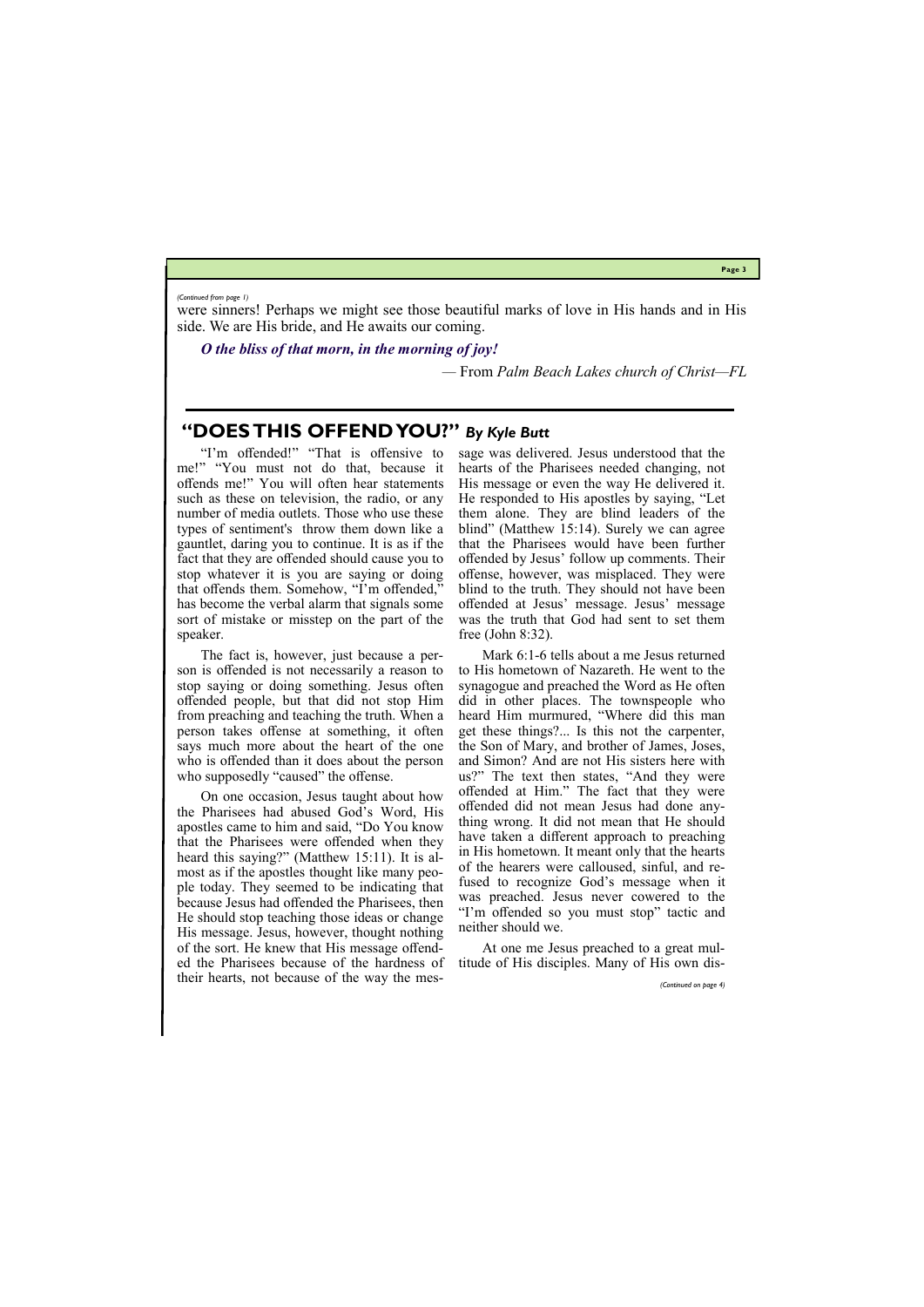*(Continued from page 1)*

were sinners! Perhaps we might see those beautiful marks of love in His hands and in His side. We are His bride, and He awaits our coming.

***O the bliss of that morn, in the morning of joy!***

— From *Palm Beach Lakes church of Christ—FL*

## "DOES THIS OFFEND YOU?" *By Kyle Butt*

"I'm offended!" "That is offensive to me!" "You must not do that, because it offends me!" You will often hear statements such as these on television, the radio, or any number of media outlets. Those who use these types of sentiment's throw them down like a gauntlet, daring you to continue. It is as if the fact that they are offended should cause you to stop whatever it is you are saying or doing that offends them. Somehow, "I'm offended," has become the verbal alarm that signals some sort of mistake or misstep on the part of the speaker.

The fact is, however, just because a person is offended is not necessarily a reason to stop saying or doing something. Jesus often offended people, but that did not stop Him from preaching and teaching the truth. When a person takes offense at something, it often says much more about the heart of the one who is offended than it does about the person who supposedly "caused" the offense.

On one occasion, Jesus taught about how the Pharisees had abused God's Word, His apostles came to him and said, "Do You know that the Pharisees were offended when they heard this saying?" (Matthew 15:11). It is almost as if the apostles thought like many people today. They seemed to be indicating that because Jesus had offended the Pharisees, then He should stop teaching those ideas or change His message. Jesus, however, thought nothing of the sort. He knew that His message offended the Pharisees because of the hardness of their hearts, not because of the way the message was delivered. Jesus understood that the hearts of the Pharisees needed changing, not His message or even the way He delivered it. He responded to His apostles by saying, "Let them alone. They are blind leaders of the blind" (Matthew 15:14). Surely we can agree that the Pharisees would have been further offended by Jesus' follow up comments. Their offense, however, was misplaced. They were blind to the truth. They should not have been offended at Jesus' message. Jesus' message was the truth that God had sent to set them free (John 8:32).

Mark 6:1-6 tells about a me Jesus returned to His hometown of Nazareth. He went to the synagogue and preached the Word as He often did in other places. The townspeople who heard Him murmured, "Where did this man get these things?... Is this not the carpenter, the Son of Mary, and brother of James, Joses, and Simon? And are not His sisters here with us?" The text then states, "And they were offended at Him." The fact that they were offended did not mean Jesus had done anything wrong. It did not mean that He should have taken a different approach to preaching in His hometown. It meant only that the hearts of the hearers were calloused, sinful, and refused to recognize God's message when it was preached. Jesus never cowered to the "I'm offended so you must stop" tactic and neither should we.

At one me Jesus preached to a great multitude of His disciples. Many of His own dis-

*(Continued on page 4)*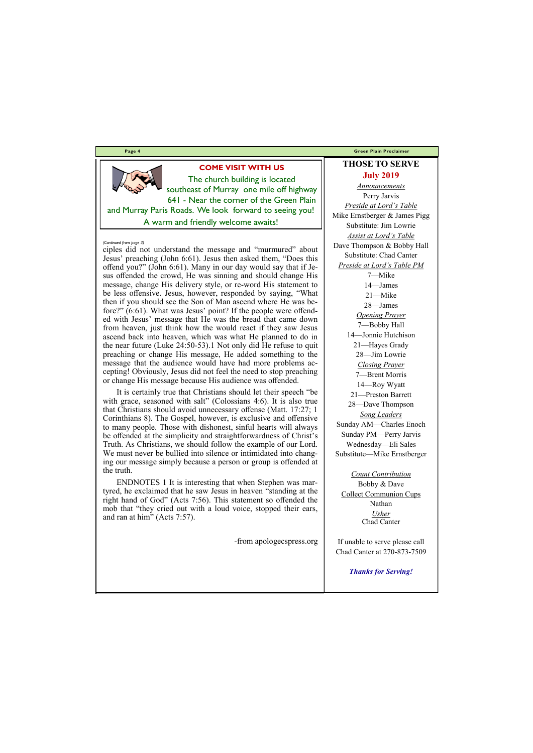## COME VISIT WITH US

The church building is located southeast of Murray one mile off highway 641 - Near the corner of the Green Plain and Murray Paris Roads. We look forward to seeing you! A warm and friendly welcome awaits!

*(Continued from page 3)*

ciples did not understand the message and "murmured" about Jesus' preaching (John 6:61). Jesus then asked them, "Does this offend you?" (John 6:61). Many in our day would say that if Jesus offended the crowd, He was sinning and should change His message, change His delivery style, or re-word His statement to be less offensive. Jesus, however, responded by saying, "What then if you should see the Son of Man ascend where He was before?" (6:61). What was Jesus' point? If the people were offended with Jesus' message that He was the bread that came down from heaven, just think how the would react if they saw Jesus ascend back into heaven, which was what He planned to do in the near future (Luke 24:50-53).1 Not only did He refuse to quit preaching or change His message, He added something to the message that the audience would have had more problems accepting! Obviously, Jesus did not feel the need to stop preaching or change His message because His audience was offended.

It is certainly true that Christians should let their speech "be with grace, seasoned with salt" (Colossians 4:6). It is also true that Christians should avoid unnecessary offense (Matt. 17:27; 1 Corinthians 8). The Gospel, however, is exclusive and offensive to many people. Those with dishonest, sinful hearts will always be offended at the simplicity and straightforwardness of Christ's Truth. As Christians, we should follow the example of our Lord. We must never be bullied into silence or intimidated into changing our message simply because a person or group is offended at the truth.

ENDNOTES 1 It is interesting that when Stephen was martyred, he exclaimed that he saw Jesus in heaven "standing at the right hand of God" (Acts 7:56). This statement so offended the mob that "they cried out with a loud voice, stopped their ears, and ran at him" (Acts 7:57).

-from apologecspress.org

## THOSE TO SERVE

### July 2019

*Announcements*
Perry Jarvis

*Preside at Lord's Table*
Mike Ernstberger & James Pigg
Substitute: Jim Lowrie

*Assist at Lord's Table*
Dave Thompson & Bobby Hall
Substitute: Chad Canter

*Preside at Lord's Table PM*
7—Mike
14—James
21—Mike
28—James

*Opening Prayer*
7—Bobby Hall
14—Jonnie Hutchison
21—Hayes Grady
28—Jim Lowrie

*Closing Prayer*
7—Brent Morris
14—Roy Wyatt
21—Preston Barrett
28—Dave Thompson

*Song Leaders*
Sunday AM—Charles Enoch
Sunday PM—Perry Jarvis
Wednesday—Eli Sales
Substitute—Mike Ernstberger

*Count Contribution*
Bobby & Dave

Collect Communion Cups
Nathan

*Usher*
Chad Canter

If unable to serve please call Chad Canter at 270-873-7509

***Thanks for Serving!***